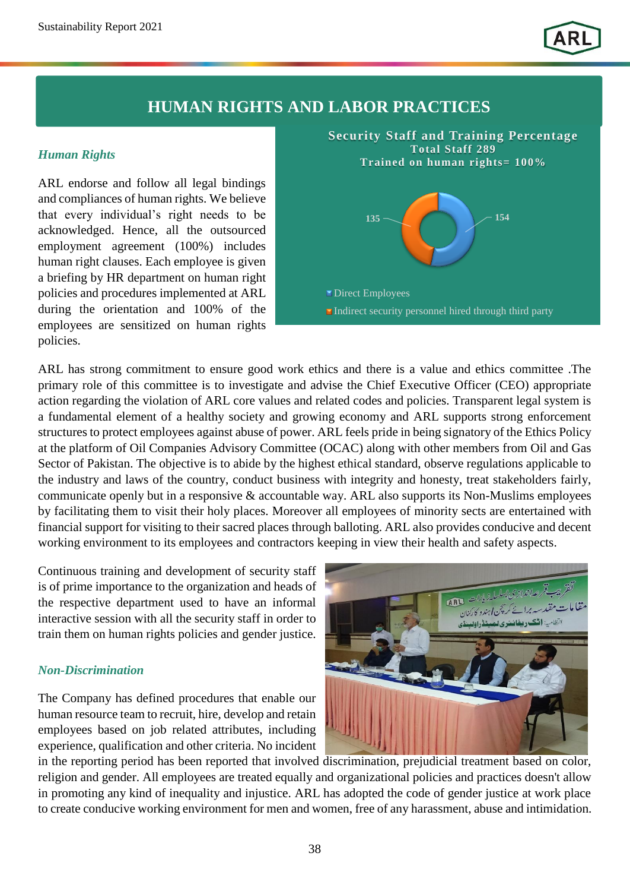## HUMAN RIGHTS AND LABOR PRACTICES

### *Human Rights*

ARL endorse and follow all legal bindings and compliances of human rights. We believe that every individual's right needs to be acknowledged. Hence, all the outsourced employment agreement (100%) includes human right clauses. Each employee is given a briefing by HR department on human right policies and procedures implemented at ARL during the orientation and 100% of the employees are sensitized on human rights policies.

**Security Staff and Training Percentage**
**Total Staff 289**
**Trained on human rights= 100%**

- Direct Employees: 154
- Indirect security personnel hired through third party: 135

ARL has strong commitment to ensure good work ethics and there is a value and ethics committee .The primary role of this committee is to investigate and advise the Chief Executive Officer (CEO) appropriate action regarding the violation of ARL core values and related codes and policies. Transparent legal system is a fundamental element of a healthy society and growing economy and ARL supports strong enforcement structures to protect employees against abuse of power. ARL feels pride in being signatory of the Ethics Policy at the platform of Oil Companies Advisory Committee (OCAC) along with other members from Oil and Gas Sector of Pakistan. The objective is to abide by the highest ethical standard, observe regulations applicable to the industry and laws of the country, conduct business with integrity and honesty, treat stakeholders fairly, communicate openly but in a responsive & accountable way. ARL also supports its Non-Muslims employees by facilitating them to visit their holy places. Moreover all employees of minority sects are entertained with financial support for visiting to their sacred places through balloting. ARL also provides conducive and decent working environment to its employees and contractors keeping in view their health and safety aspects.

Continuous training and development of security staff is of prime importance to the organization and heads of the respective department used to have an informal interactive session with all the security staff in order to train them on human rights policies and gender justice.

### *Non-Discrimination*

The Company has defined procedures that enable our human resource team to recruit, hire, develop and retain employees based on job related attributes, including experience, qualification and other criteria. No incident in the reporting period has been reported that involved discrimination, prejudicial treatment based on color, religion and gender. All employees are treated equally and organizational policies and practices doesn't allow in promoting any kind of inequality and injustice. ARL has adopted the code of gender justice at work place to create conducive working environment for men and women, free of any harassment, abuse and intimidation.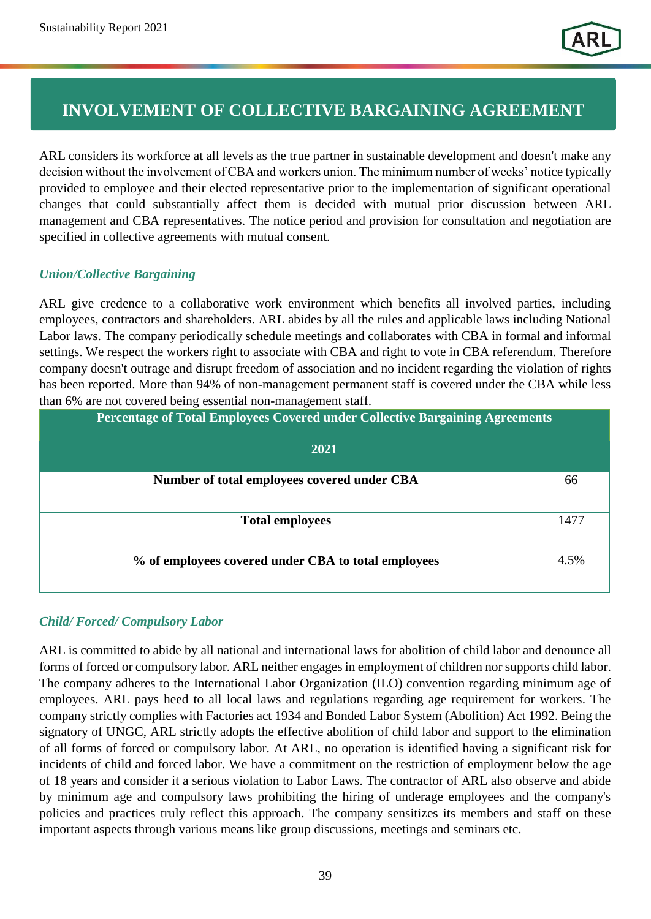# INVOLVEMENT OF COLLECTIVE BARGAINING AGREEMENT

ARL considers its workforce at all levels as the true partner in sustainable development and doesn't make any decision without the involvement of CBA and workers union. The minimum number of weeks' notice typically provided to employee and their elected representative prior to the implementation of significant operational changes that could substantially affect them is decided with mutual prior discussion between ARL management and CBA representatives. The notice period and provision for consultation and negotiation are specified in collective agreements with mutual consent.

### *Union/Collective Bargaining*

ARL give credence to a collaborative work environment which benefits all involved parties, including employees, contractors and shareholders. ARL abides by all the rules and applicable laws including National Labor laws. The company periodically schedule meetings and collaborates with CBA in formal and informal settings. We respect the workers right to associate with CBA and right to vote in CBA referendum. Therefore company doesn't outrage and disrupt freedom of association and no incident regarding the violation of rights has been reported. More than 94% of non-management permanent staff is covered under the CBA while less than 6% are not covered being essential non-management staff.

| Percentage of Total Employees Covered under Collective Bargaining Agreements 2021 | |
|---|---|
| **Number of total employees covered under CBA** | 66 |
| **Total employees** | 1477 |
| **% of employees covered under CBA to total employees** | 4.5% |

### *Child/ Forced/ Compulsory Labor*

ARL is committed to abide by all national and international laws for abolition of child labor and denounce all forms of forced or compulsory labor. ARL neither engages in employment of children nor supports child labor. The company adheres to the International Labor Organization (ILO) convention regarding minimum age of employees. ARL pays heed to all local laws and regulations regarding age requirement for workers. The company strictly complies with Factories act 1934 and Bonded Labor System (Abolition) Act 1992. Being the signatory of UNGC, ARL strictly adopts the effective abolition of child labor and support to the elimination of all forms of forced or compulsory labor. At ARL, no operation is identified having a significant risk for incidents of child and forced labor. We have a commitment on the restriction of employment below the age of 18 years and consider it a serious violation to Labor Laws. The contractor of ARL also observe and abide by minimum age and compulsory laws prohibiting the hiring of underage employees and the company's policies and practices truly reflect this approach. The company sensitizes its members and staff on these important aspects through various means like group discussions, meetings and seminars etc.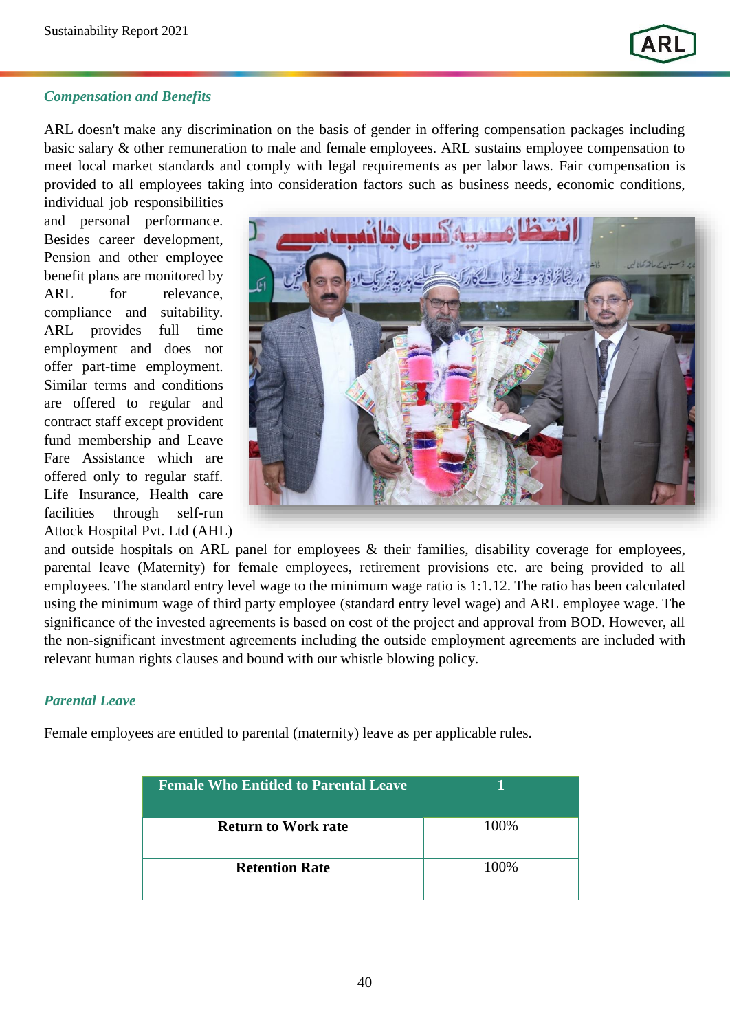### *Compensation and Benefits*

ARL doesn't make any discrimination on the basis of gender in offering compensation packages including basic salary & other remuneration to male and female employees. ARL sustains employee compensation to meet local market standards and comply with legal requirements as per labor laws. Fair compensation is provided to all employees taking into consideration factors such as business needs, economic conditions, individual job responsibilities and personal performance. Besides career development, Pension and other employee benefit plans are monitored by ARL for relevance, compliance and suitability. ARL provides full time employment and does not offer part-time employment. Similar terms and conditions are offered to regular and contract staff except provident fund membership and Leave Fare Assistance which are offered only to regular staff. Life Insurance, Health care facilities through self-run Attock Hospital Pvt. Ltd (AHL) and outside hospitals on ARL panel for employees & their families, disability coverage for employees, parental leave (Maternity) for female employees, retirement provisions etc. are being provided to all employees. The standard entry level wage to the minimum wage ratio is 1:1.12. The ratio has been calculated using the minimum wage of third party employee (standard entry level wage) and ARL employee wage. The significance of the invested agreements is based on cost of the project and approval from BOD. However, all the non-significant investment agreements including the outside employment agreements are included with relevant human rights clauses and bound with our whistle blowing policy.

### *Parental Leave*

Female employees are entitled to parental (maternity) leave as per applicable rules.

| Female Who Entitled to Parental Leave | 1 |
|---|---|
| **Return to Work rate** | 100% |
| **Retention Rate** | 100% |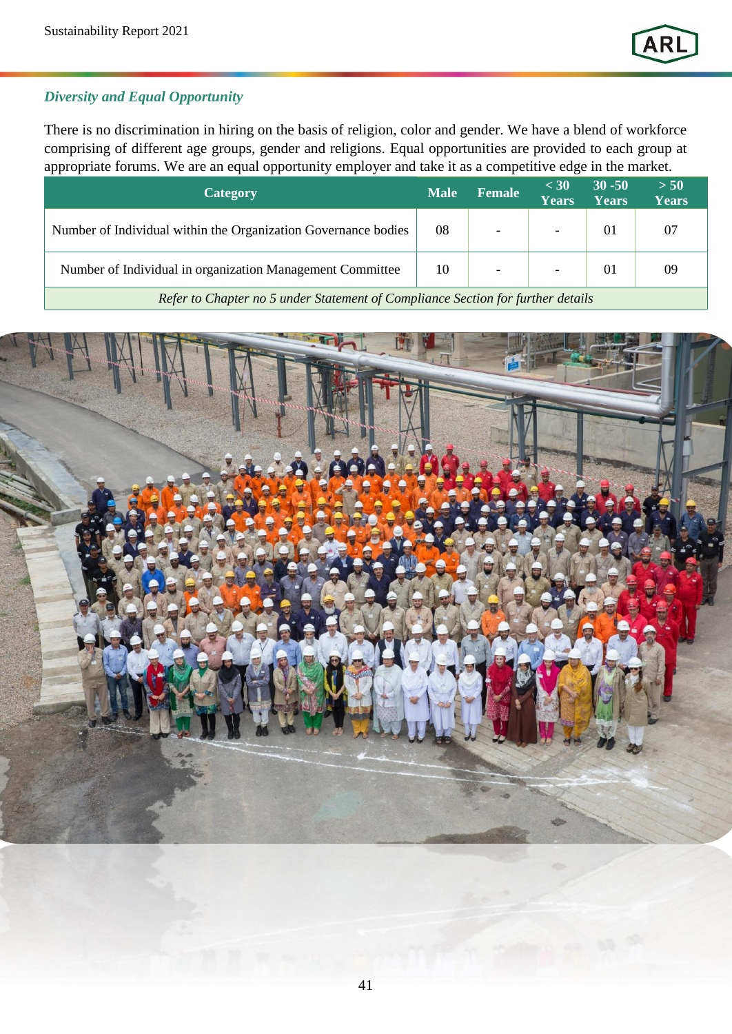### *Diversity and Equal Opportunity*

There is no discrimination in hiring on the basis of religion, color and gender. We have a blend of workforce comprising of different age groups, gender and religions. Equal opportunities are provided to each group at appropriate forums. We are an equal opportunity employer and take it as a competitive edge in the market.

| Category | Male | Female | < 30 Years | 30 -50 Years | > 50 Years |
|---|---|---|---|---|---|
| Number of Individual within the Organization Governance bodies | 08 | - | - | 01 | 07 |
| Number of Individual in organization Management Committee | 10 | - | - | 01 | 09 |
| *Refer to Chapter no 5 under Statement of Compliance Section for further details* | | | | | |